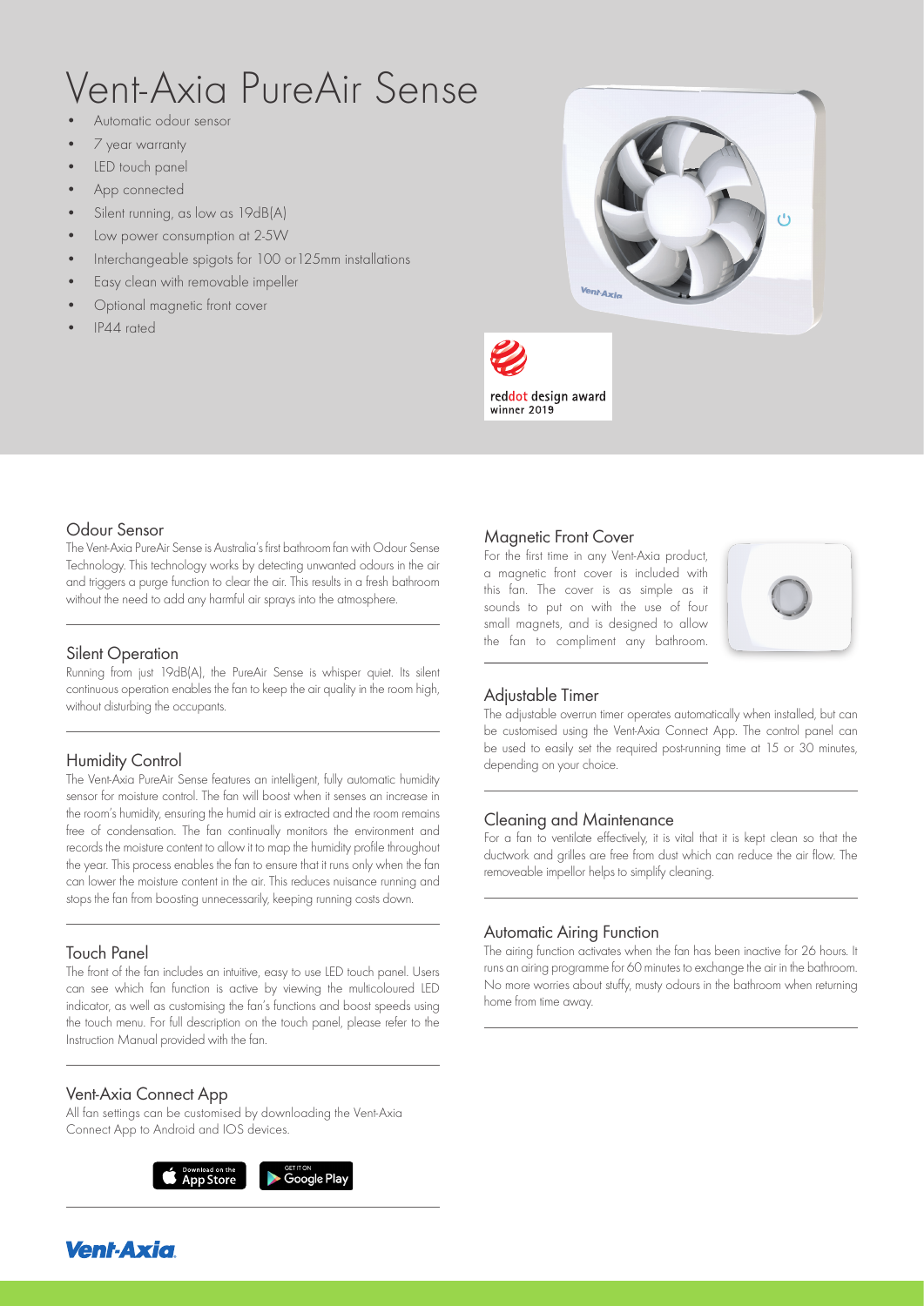# Vent-Axia PureAir Sense

- Automatic odour sensor
- 7 year warranty
- LED touch panel
- App connected
- Silent running, as low as 19dB(A)
- Low power consumption at 2-5W
- Interchangeable spigots for 100 or125mm installations
- Easy clean with removable impeller
- Optional magnetic front cover
- IP44 rated

reddot design award winner 2019

## Odour Sensor

The Vent-Axia PureAir Sense is Australia's first bathroom fan with Odour Sense Technology. This technology works by detecting unwanted odours in the air and triggers a purge function to clear the air. This results in a fresh bathroom without the need to add any harmful air sprays into the atmosphere.

## Silent Operation

Running from just 19dB(A), the PureAir Sense is whisper quiet. Its silent continuous operation enables the fan to keep the air quality in the room high, without disturbing the occupants.

## Humidity Control

The Vent-Axia PureAir Sense features an intelligent, fully automatic humidity sensor for moisture control. The fan will boost when it senses an increase in the room's humidity, ensuring the humid air is extracted and the room remains free of condensation. The fan continually monitors the environment and records the moisture content to allow it to map the humidity profile throughout the year. This process enables the fan to ensure that it runs only when the fan can lower the moisture content in the air. This reduces nuisance running and stops the fan from boosting unnecessarily, keeping running costs down.

## Touch Panel

The front of the fan includes an intuitive, easy to use LED touch panel. Users can see which fan function is active by viewing the multicoloured LED indicator, as well as customising the fan's functions and boost speeds using the touch menu. For full description on the touch panel, please refer to the Instruction Manual provided with the fan.

## Vent-Axia Connect App

All fan settings can be customised by downloading the Vent-Axia Connect App to Android and IOS devices.

Download on the App Store | GET IT ON Google Play

## Magnetic Front Cover

For the first time in any Vent-Axia product, a magnetic front cover is included with this fan. The cover is as simple as it sounds to put on with the use of four small magnets, and is designed to allow the fan to compliment any bathroom.

## Adjustable Timer

The adjustable overrun timer operates automatically when installed, but can be customised using the Vent-Axia Connect App. The control panel can be used to easily set the required post-running time at 15 or 30 minutes, depending on your choice.

## Cleaning and Maintenance

For a fan to ventilate effectively, it is vital that it is kept clean so that the ductwork and grilles are free from dust which can reduce the air flow. The removeable impellor helps to simplify cleaning.

## Automatic Airing Function

The airing function activates when the fan has been inactive for 26 hours. It runs an airing programme for 60 minutes to exchange the air in the bathroom. No more worries about stuffy, musty odours in the bathroom when returning home from time away.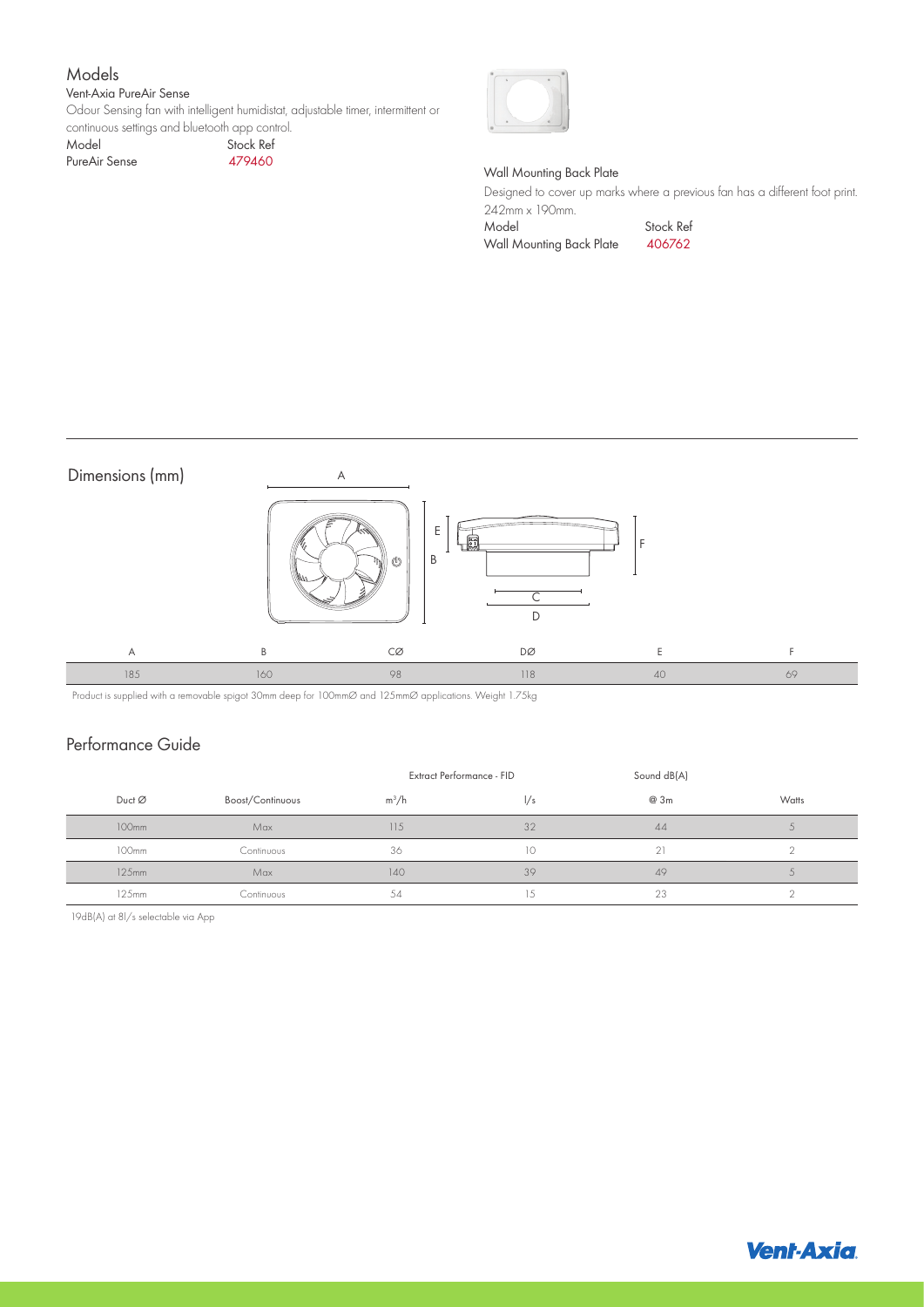## Models

### Vent-Axia PureAir Sense

Odour Sensing fan with intelligent humidistat, adjustable timer, intermittent or continuous settings and bluetooth app control.

| Model | Stock Ref |
|---|---|
| PureAir Sense | 479460 |

### Wall Mounting Back Plate

Designed to cover up marks where a previous fan has a different foot print. 242mm x 190mm.

| Model | Stock Ref |
|---|---|
| Wall Mounting Back Plate | 406762 |

## Dimensions (mm)

A

E

B

F

C

D

| A | B | CØ | DØ | E | F |
|---|---|---|---|---|---|
| 185 | 160 | 98 | 118 | 40 | 69 |

Product is supplied with a removable spigot 30mm deep for 100mmØ and 125mmØ applications. Weight 1.75kg

## Performance Guide

| | | Extract Performance - FID | | Sound dB(A) | |
|---|---|---|---|---|---|
| Duct Ø | Boost/Continuous | $m^3/h$ | l/s | @ 3m | Watts |
| 100mm | Max | 115 | 32 | 44 | 5 |
| 100mm | Continuous | 36 | 10 | 21 | 2 |
| 125mm | Max | 140 | 39 | 49 | 5 |
| 125mm | Continuous | 54 | 15 | 23 | 2 |

19dB(A) at 8l/s selectable via App